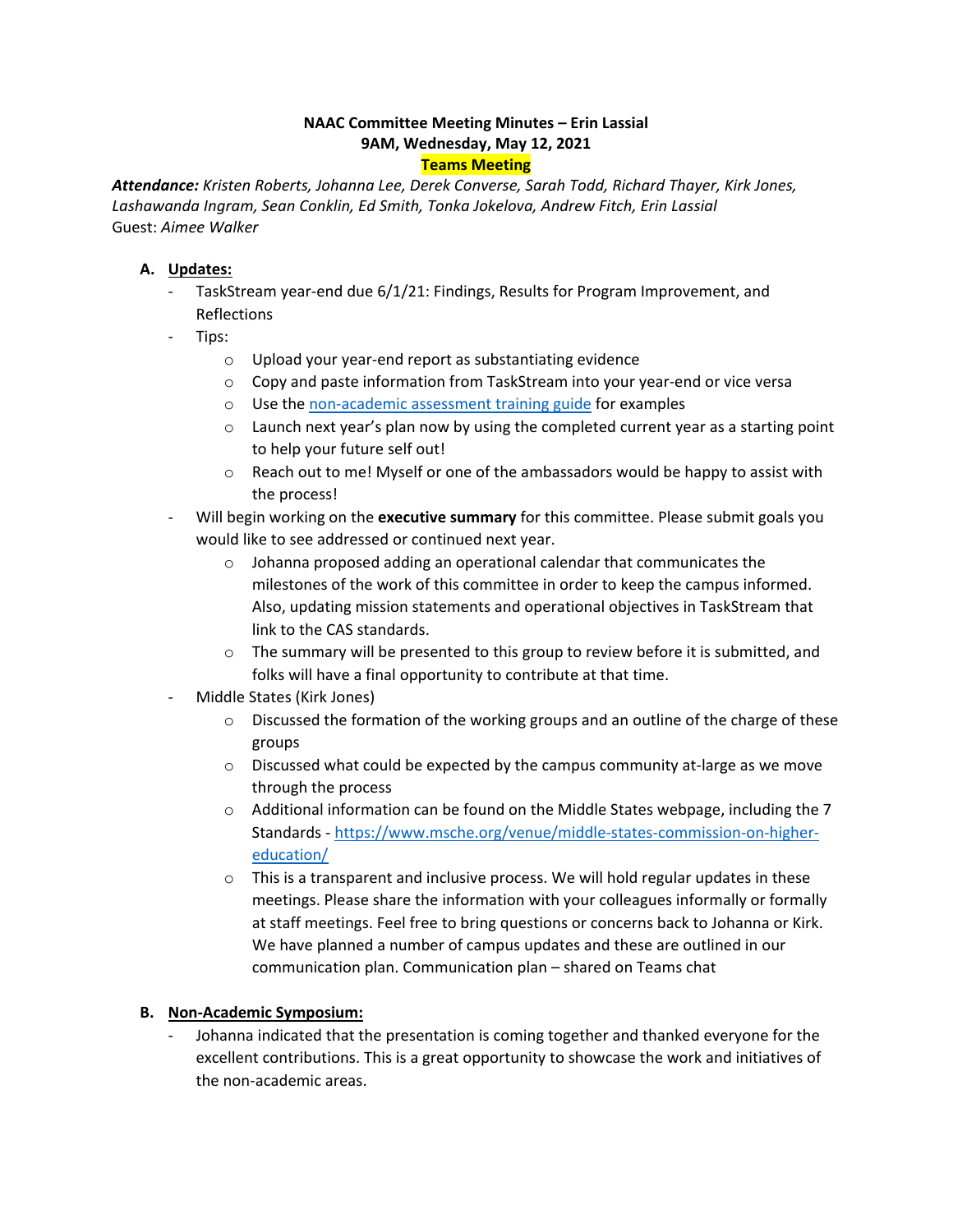**NAAC Committee Meeting Minutes – Erin Lassial**
**9AM, Wednesday, May 12, 2021**
**Teams Meeting**

***Attendance:*** *Kristen Roberts, Johanna Lee, Derek Converse, Sarah Todd, Richard Thayer, Kirk Jones, Lashawanda Ingram, Sean Conklin, Ed Smith, Tonka Jokelova, Andrew Fitch, Erin Lassial*
Guest: *Aimee Walker*

**A. Updates:**

- TaskStream year-end due 6/1/21: Findings, Results for Program Improvement, and Reflections
- Tips:
    - Upload your year-end report as substantiating evidence
    - Copy and paste information from TaskStream into your year-end or vice versa
    - Use the non-academic assessment training guide for examples
    - Launch next year's plan now by using the completed current year as a starting point to help your future self out!
    - Reach out to me! Myself or one of the ambassadors would be happy to assist with the process!
- Will begin working on the **executive summary** for this committee. Please submit goals you would like to see addressed or continued next year.
    - Johanna proposed adding an operational calendar that communicates the milestones of the work of this committee in order to keep the campus informed. Also, updating mission statements and operational objectives in TaskStream that link to the CAS standards.
    - The summary will be presented to this group to review before it is submitted, and folks will have a final opportunity to contribute at that time.
- Middle States (Kirk Jones)
    - Discussed the formation of the working groups and an outline of the charge of these groups
    - Discussed what could be expected by the campus community at-large as we move through the process
    - Additional information can be found on the Middle States webpage, including the 7 Standards - https://www.msche.org/venue/middle-states-commission-on-higher-education/
    - This is a transparent and inclusive process. We will hold regular updates in these meetings. Please share the information with your colleagues informally or formally at staff meetings. Feel free to bring questions or concerns back to Johanna or Kirk. We have planned a number of campus updates and these are outlined in our communication plan. Communication plan – shared on Teams chat

**B. Non-Academic Symposium:**

- Johanna indicated that the presentation is coming together and thanked everyone for the excellent contributions. This is a great opportunity to showcase the work and initiatives of the non-academic areas.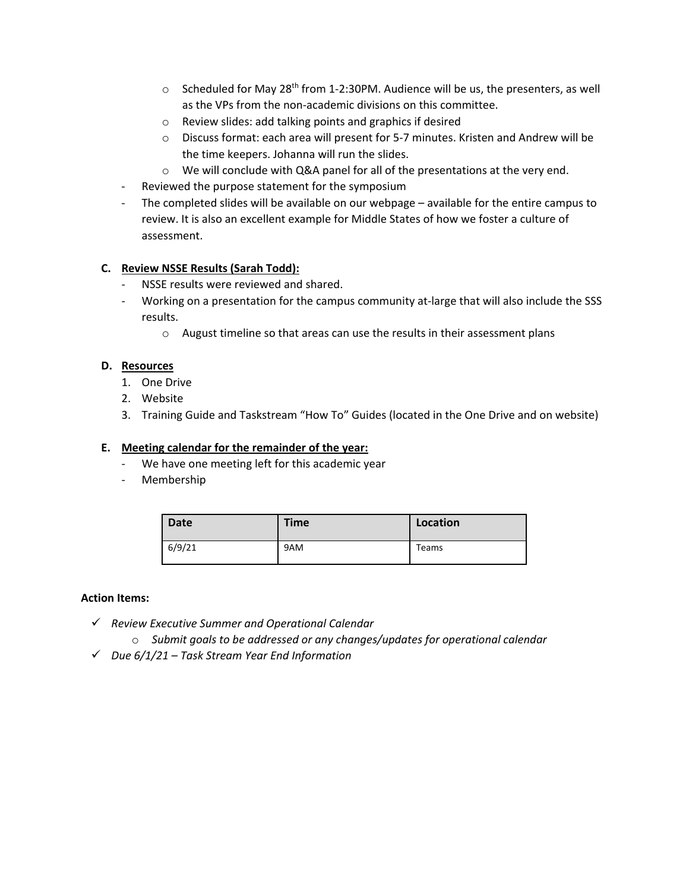- Scheduled for May 28th from 1-2:30PM. Audience will be us, the presenters, as well as the VPs from the non-academic divisions on this committee.
    - Review slides: add talking points and graphics if desired
    - Discuss format: each area will present for 5-7 minutes. Kristen and Andrew will be the time keepers. Johanna will run the slides.
    - We will conclude with Q&A panel for all of the presentations at the very end.
- Reviewed the purpose statement for the symposium
- The completed slides will be available on our webpage – available for the entire campus to review. It is also an excellent example for Middle States of how we foster a culture of assessment.

**C. Review NSSE Results (Sarah Todd):**

- NSSE results were reviewed and shared.
- Working on a presentation for the campus community at-large that will also include the SSS results.
    - August timeline so that areas can use the results in their assessment plans

**D. Resources**

1. One Drive
2. Website
3. Training Guide and Taskstream "How To" Guides (located in the One Drive and on website)

**E. Meeting calendar for the remainder of the year:**

- We have one meeting left for this academic year
- Membership

| Date | Time | Location |
|---|---|---|
| 6/9/21 | 9AM | Teams |

**Action Items:**

- ✓ *Review Executive Summer and Operational Calendar*
    - *Submit goals to be addressed or any changes/updates for operational calendar*
- ✓ *Due 6/1/21 – Task Stream Year End Information*